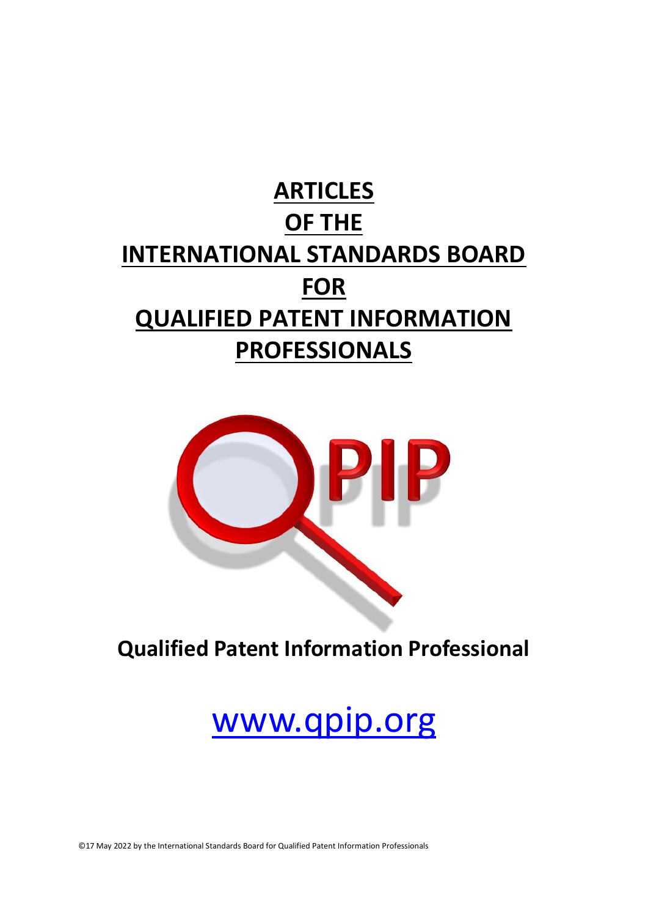# ARTICLES OF THE INTERNATIONAL STANDARDS BOARD FOR QUALIFIED PATENT INFORMATION PROFESSIONALS

PIP

**Qualified Patent Information Professional**

www.qpip.org

©17 May 2022 by the International Standards Board for Qualified Patent Information Professionals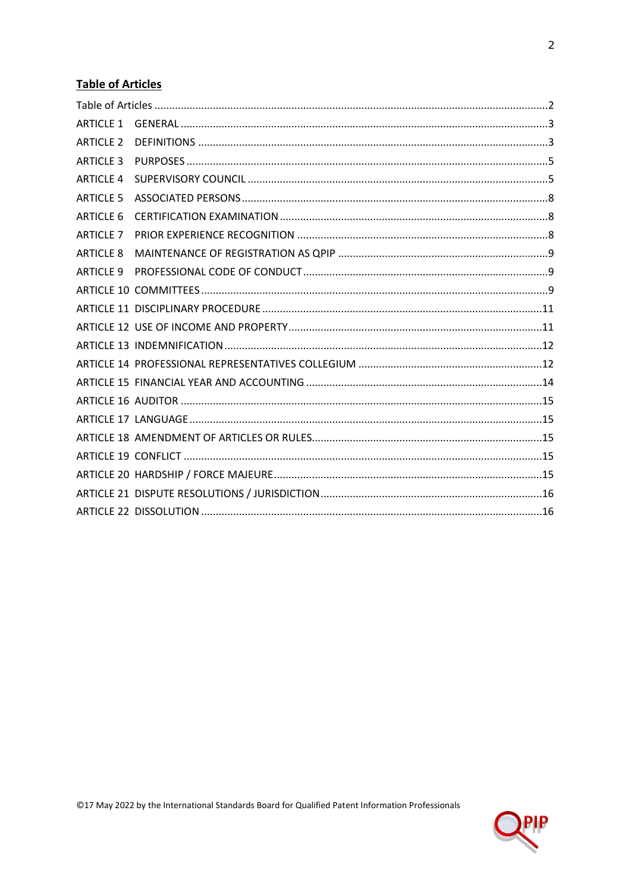## Table of Articles

| | | |
|---|---|---|
| Table of Articles | | 2 |
| ARTICLE 1 | GENERAL | 3 |
| ARTICLE 2 | DEFINITIONS | 3 |
| ARTICLE 3 | PURPOSES | 5 |
| ARTICLE 4 | SUPERVISORY COUNCIL | 5 |
| ARTICLE 5 | ASSOCIATED PERSONS | 8 |
| ARTICLE 6 | CERTIFICATION EXAMINATION | 8 |
| ARTICLE 7 | PRIOR EXPERIENCE RECOGNITION | 8 |
| ARTICLE 8 | MAINTENANCE OF REGISTRATION AS QPIP | 9 |
| ARTICLE 9 | PROFESSIONAL CODE OF CONDUCT | 9 |
| ARTICLE 10 | COMMITTEES | 9 |
| ARTICLE 11 | DISCIPLINARY PROCEDURE | 11 |
| ARTICLE 12 | USE OF INCOME AND PROPERTY | 11 |
| ARTICLE 13 | INDEMNIFICATION | 12 |
| ARTICLE 14 | PROFESSIONAL REPRESENTATIVES COLLEGIUM | 12 |
| ARTICLE 15 | FINANCIAL YEAR AND ACCOUNTING | 14 |
| ARTICLE 16 | AUDITOR | 15 |
| ARTICLE 17 | LANGUAGE | 15 |
| ARTICLE 18 | AMENDMENT OF ARTICLES OR RULES | 15 |
| ARTICLE 19 | CONFLICT | 15 |
| ARTICLE 20 | HARDSHIP / FORCE MAJEURE | 15 |
| ARTICLE 21 | DISPUTE RESOLUTIONS / JURISDICTION | 16 |
| ARTICLE 22 | DISSOLUTION | 16 |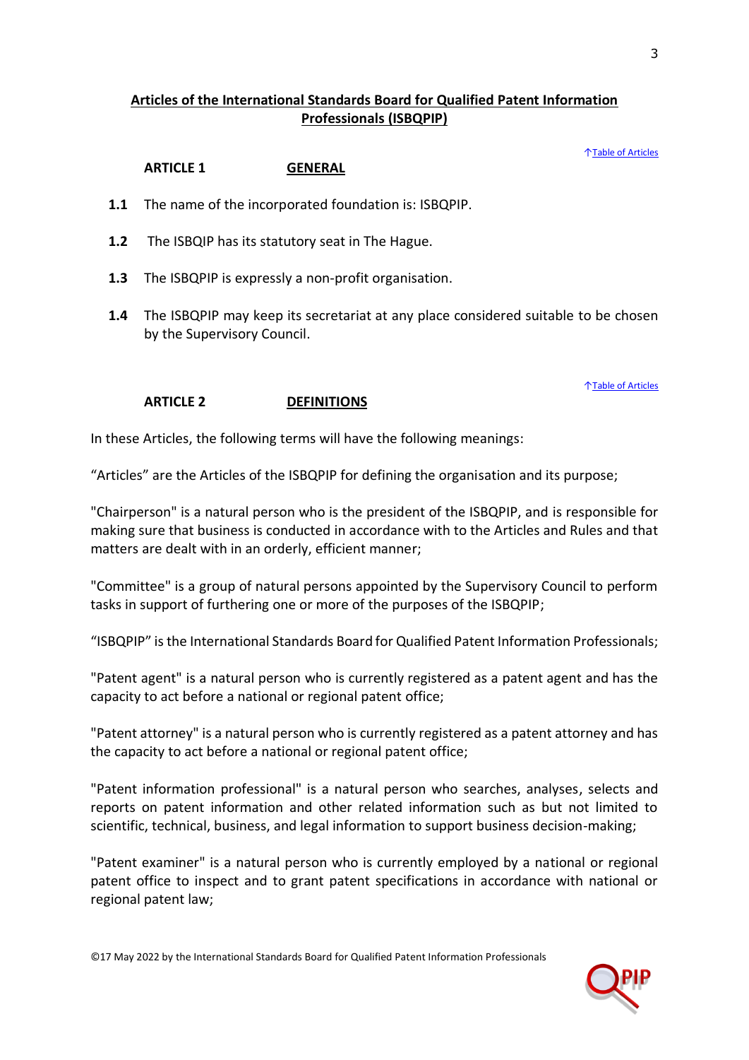## Articles of the International Standards Board for Qualified Patent Information Professionals (ISBQPIP)

↑Table of Articles

### ARTICLE 1 GENERAL

**1.1** The name of the incorporated foundation is: ISBQPIP.

**1.2** The ISBQIP has its statutory seat in The Hague.

**1.3** The ISBQPIP is expressly a non-profit organisation.

**1.4** The ISBQPIP may keep its secretariat at any place considered suitable to be chosen by the Supervisory Council.

↑Table of Articles

### ARTICLE 2 DEFINITIONS

In these Articles, the following terms will have the following meanings:

“Articles” are the Articles of the ISBQPIP for defining the organisation and its purpose;

"Chairperson" is a natural person who is the president of the ISBQPIP, and is responsible for making sure that business is conducted in accordance with to the Articles and Rules and that matters are dealt with in an orderly, efficient manner;

"Committee" is a group of natural persons appointed by the Supervisory Council to perform tasks in support of furthering one or more of the purposes of the ISBQPIP;

“ISBQPIP” is the International Standards Board for Qualified Patent Information Professionals;

"Patent agent" is a natural person who is currently registered as a patent agent and has the capacity to act before a national or regional patent office;

"Patent attorney" is a natural person who is currently registered as a patent attorney and has the capacity to act before a national or regional patent office;

"Patent information professional" is a natural person who searches, analyses, selects and reports on patent information and other related information such as but not limited to scientific, technical, business, and legal information to support business decision-making;

"Patent examiner" is a natural person who is currently employed by a national or regional patent office to inspect and to grant patent specifications in accordance with national or regional patent law;

©17 May 2022 by the International Standards Board for Qualified Patent Information Professionals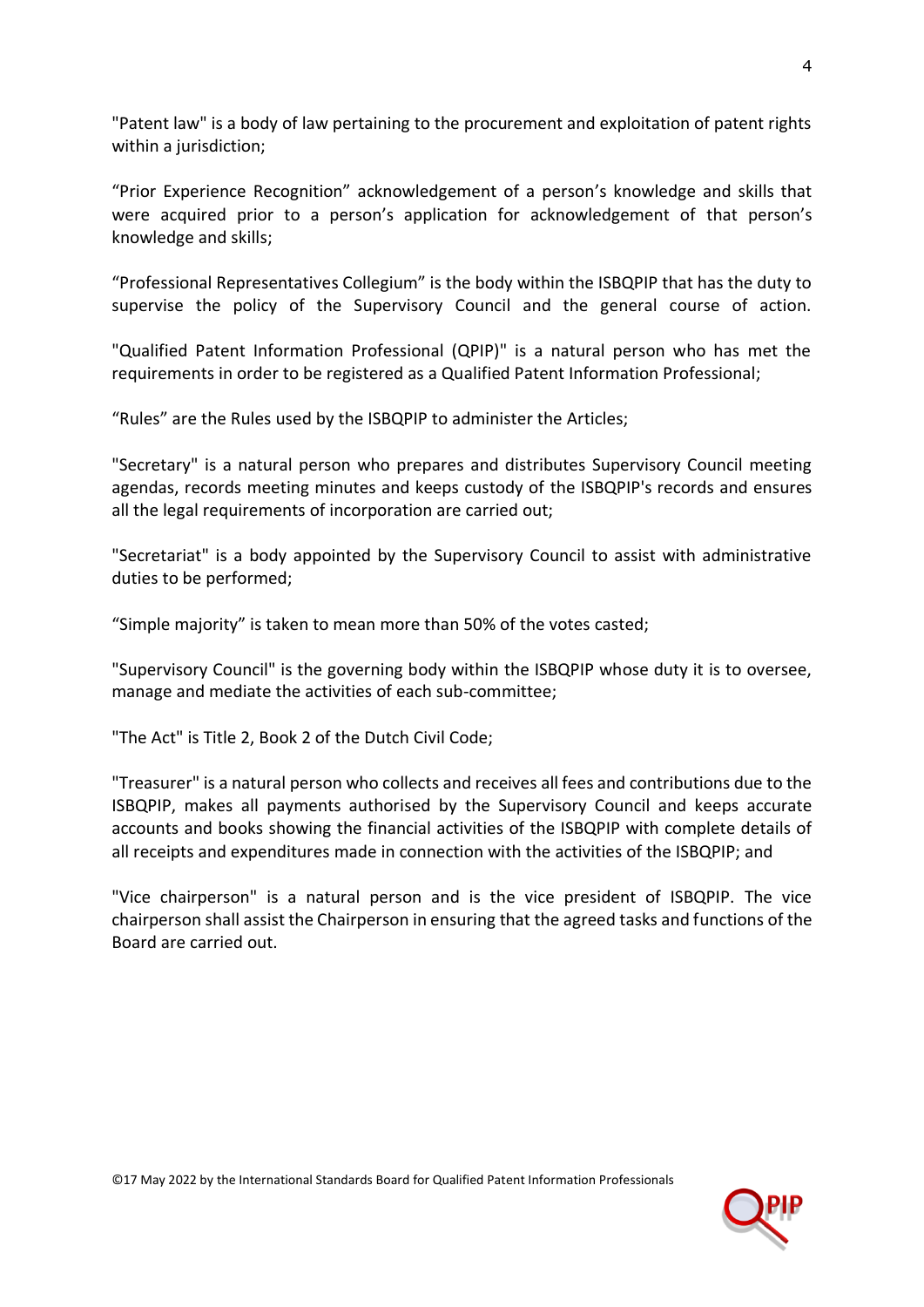"Patent law" is a body of law pertaining to the procurement and exploitation of patent rights within a jurisdiction;

“Prior Experience Recognition” acknowledgement of a person’s knowledge and skills that were acquired prior to a person’s application for acknowledgement of that person’s knowledge and skills;

“Professional Representatives Collegium” is the body within the ISBQPIP that has the duty to supervise the policy of the Supervisory Council and the general course of action.

"Qualified Patent Information Professional (QPIP)" is a natural person who has met the requirements in order to be registered as a Qualified Patent Information Professional;

“Rules” are the Rules used by the ISBQPIP to administer the Articles;

"Secretary" is a natural person who prepares and distributes Supervisory Council meeting agendas, records meeting minutes and keeps custody of the ISBQPIP's records and ensures all the legal requirements of incorporation are carried out;

"Secretariat" is a body appointed by the Supervisory Council to assist with administrative duties to be performed;

“Simple majority” is taken to mean more than 50% of the votes casted;

"Supervisory Council" is the governing body within the ISBQPIP whose duty it is to oversee, manage and mediate the activities of each sub-committee;

"The Act" is Title 2, Book 2 of the Dutch Civil Code;

"Treasurer" is a natural person who collects and receives all fees and contributions due to the ISBQPIP, makes all payments authorised by the Supervisory Council and keeps accurate accounts and books showing the financial activities of the ISBQPIP with complete details of all receipts and expenditures made in connection with the activities of the ISBQPIP; and

"Vice chairperson" is a natural person and is the vice president of ISBQPIP. The vice chairperson shall assist the Chairperson in ensuring that the agreed tasks and functions of the Board are carried out.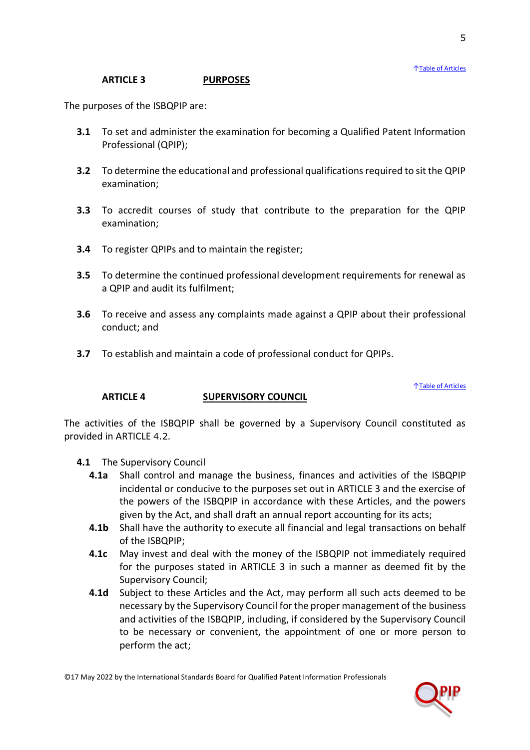## ARTICLE 3 PURPOSES

The purposes of the ISBQPIP are:

**3.1** To set and administer the examination for becoming a Qualified Patent Information Professional (QPIP);

**3.2** To determine the educational and professional qualifications required to sit the QPIP examination;

**3.3** To accredit courses of study that contribute to the preparation for the QPIP examination;

**3.4** To register QPIPs and to maintain the register;

**3.5** To determine the continued professional development requirements for renewal as a QPIP and audit its fulfilment;

**3.6** To receive and assess any complaints made against a QPIP about their professional conduct; and

**3.7** To establish and maintain a code of professional conduct for QPIPs.

## ARTICLE 4 SUPERVISORY COUNCIL

The activities of the ISBQPIP shall be governed by a Supervisory Council constituted as provided in ARTICLE 4.2.

**4.1** The Supervisory Council

**4.1a** Shall control and manage the business, finances and activities of the ISBQPIP incidental or conducive to the purposes set out in ARTICLE 3 and the exercise of the powers of the ISBQPIP in accordance with these Articles, and the powers given by the Act, and shall draft an annual report accounting for its acts;

**4.1b** Shall have the authority to execute all financial and legal transactions on behalf of the ISBQPIP;

**4.1c** May invest and deal with the money of the ISBQPIP not immediately required for the purposes stated in ARTICLE 3 in such a manner as deemed fit by the Supervisory Council;

**4.1d** Subject to these Articles and the Act, may perform all such acts deemed to be necessary by the Supervisory Council for the proper management of the business and activities of the ISBQPIP, including, if considered by the Supervisory Council to be necessary or convenient, the appointment of one or more person to perform the act;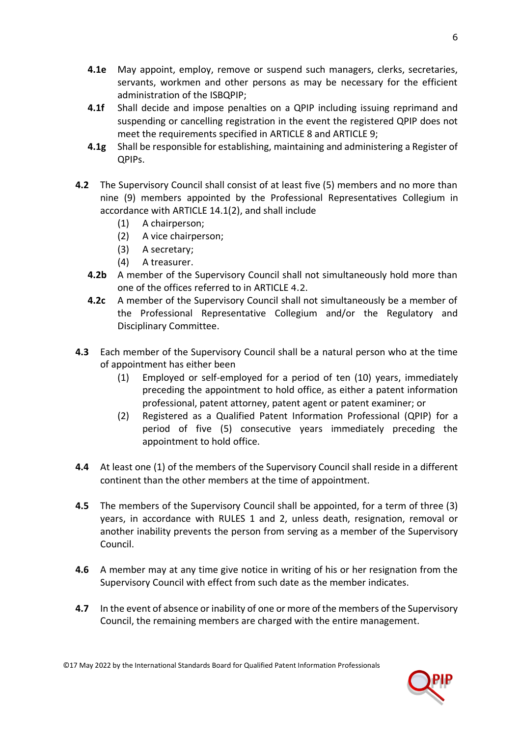**4.1e** May appoint, employ, remove or suspend such managers, clerks, secretaries, servants, workmen and other persons as may be necessary for the efficient administration of the ISBQPIP;

**4.1f** Shall decide and impose penalties on a QPIP including issuing reprimand and suspending or cancelling registration in the event the registered QPIP does not meet the requirements specified in ARTICLE 8 and ARTICLE 9;

**4.1g** Shall be responsible for establishing, maintaining and administering a Register of QPIPs.

**4.2** The Supervisory Council shall consist of at least five (5) members and no more than nine (9) members appointed by the Professional Representatives Collegium in accordance with ARTICLE 14.1(2), and shall include

(1) A chairperson;
(2) A vice chairperson;
(3) A secretary;
(4) A treasurer.

**4.2b** A member of the Supervisory Council shall not simultaneously hold more than one of the offices referred to in ARTICLE 4.2.

**4.2c** A member of the Supervisory Council shall not simultaneously be a member of the Professional Representative Collegium and/or the Regulatory and Disciplinary Committee.

**4.3** Each member of the Supervisory Council shall be a natural person who at the time of appointment has either been

(1) Employed or self-employed for a period of ten (10) years, immediately preceding the appointment to hold office, as either a patent information professional, patent attorney, patent agent or patent examiner; or
(2) Registered as a Qualified Patent Information Professional (QPIP) for a period of five (5) consecutive years immediately preceding the appointment to hold office.

**4.4** At least one (1) of the members of the Supervisory Council shall reside in a different continent than the other members at the time of appointment.

**4.5** The members of the Supervisory Council shall be appointed, for a term of three (3) years, in accordance with RULES 1 and 2, unless death, resignation, removal or another inability prevents the person from serving as a member of the Supervisory Council.

**4.6** A member may at any time give notice in writing of his or her resignation from the Supervisory Council with effect from such date as the member indicates.

**4.7** In the event of absence or inability of one or more of the members of the Supervisory Council, the remaining members are charged with the entire management.

©17 May 2022 by the International Standards Board for Qualified Patent Information Professionals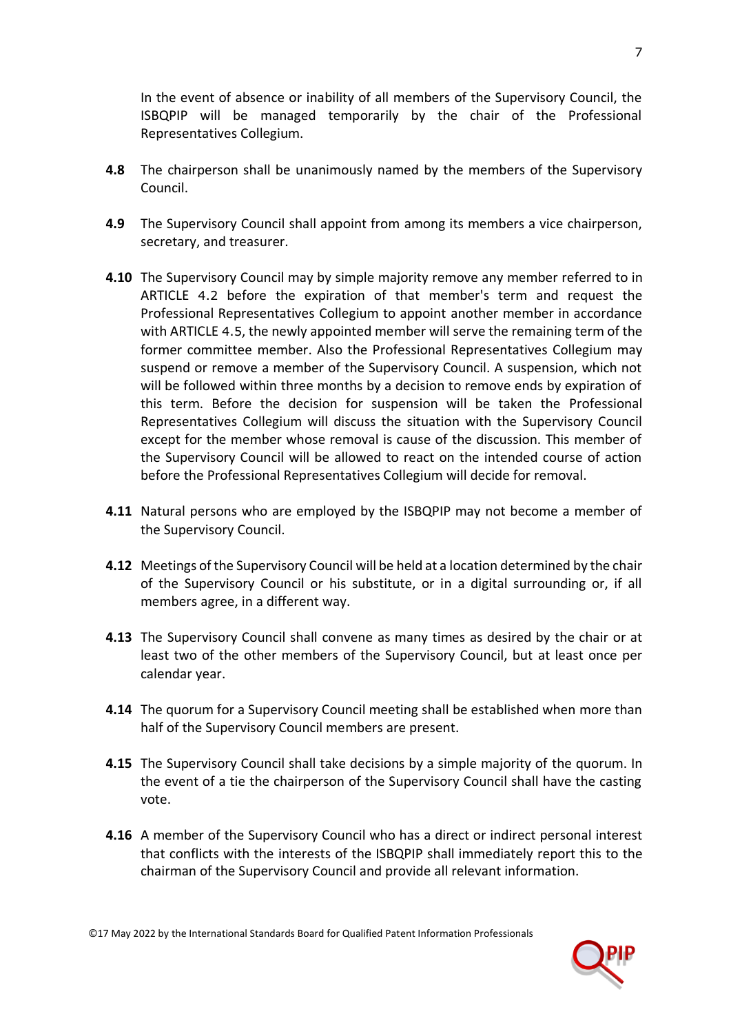In the event of absence or inability of all members of the Supervisory Council, the ISBQPIP will be managed temporarily by the chair of the Professional Representatives Collegium.

**4.8** The chairperson shall be unanimously named by the members of the Supervisory Council.

**4.9** The Supervisory Council shall appoint from among its members a vice chairperson, secretary, and treasurer.

**4.10** The Supervisory Council may by simple majority remove any member referred to in ARTICLE 4.2 before the expiration of that member's term and request the Professional Representatives Collegium to appoint another member in accordance with ARTICLE 4.5, the newly appointed member will serve the remaining term of the former committee member. Also the Professional Representatives Collegium may suspend or remove a member of the Supervisory Council. A suspension, which not will be followed within three months by a decision to remove ends by expiration of this term. Before the decision for suspension will be taken the Professional Representatives Collegium will discuss the situation with the Supervisory Council except for the member whose removal is cause of the discussion. This member of the Supervisory Council will be allowed to react on the intended course of action before the Professional Representatives Collegium will decide for removal.

**4.11** Natural persons who are employed by the ISBQPIP may not become a member of the Supervisory Council.

**4.12** Meetings of the Supervisory Council will be held at a location determined by the chair of the Supervisory Council or his substitute, or in a digital surrounding or, if all members agree, in a different way.

**4.13** The Supervisory Council shall convene as many times as desired by the chair or at least two of the other members of the Supervisory Council, but at least once per calendar year.

**4.14** The quorum for a Supervisory Council meeting shall be established when more than half of the Supervisory Council members are present.

**4.15** The Supervisory Council shall take decisions by a simple majority of the quorum. In the event of a tie the chairperson of the Supervisory Council shall have the casting vote.

**4.16** A member of the Supervisory Council who has a direct or indirect personal interest that conflicts with the interests of the ISBQPIP shall immediately report this to the chairman of the Supervisory Council and provide all relevant information.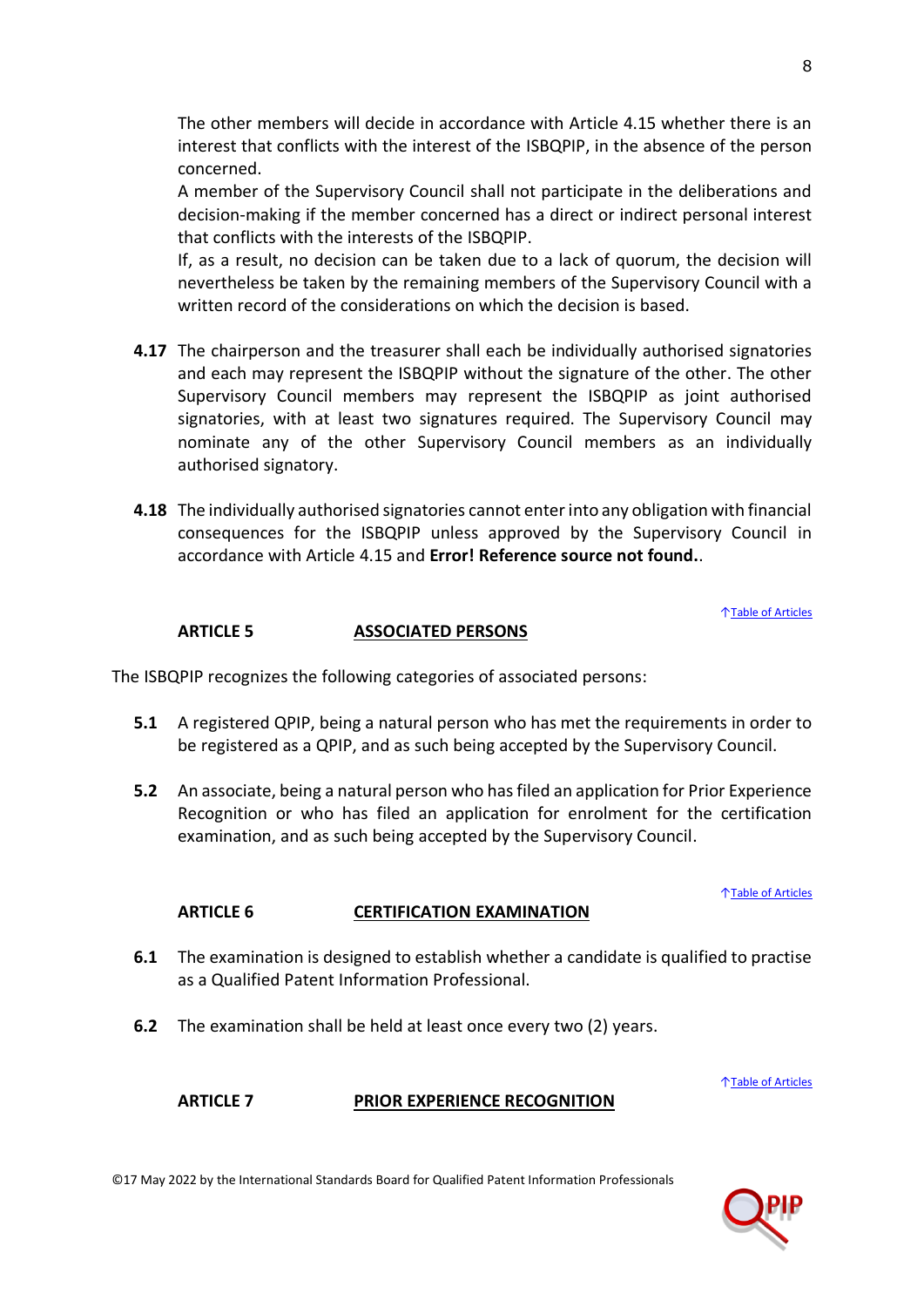The other members will decide in accordance with Article 4.15 whether there is an interest that conflicts with the interest of the ISBQPIP, in the absence of the person concerned.

A member of the Supervisory Council shall not participate in the deliberations and decision-making if the member concerned has a direct or indirect personal interest that conflicts with the interests of the ISBQPIP.

If, as a result, no decision can be taken due to a lack of quorum, the decision will nevertheless be taken by the remaining members of the Supervisory Council with a written record of the considerations on which the decision is based.

**4.17** The chairperson and the treasurer shall each be individually authorised signatories and each may represent the ISBQPIP without the signature of the other. The other Supervisory Council members may represent the ISBQPIP as joint authorised signatories, with at least two signatures required. The Supervisory Council may nominate any of the other Supervisory Council members as an individually authorised signatory.

**4.18** The individually authorised signatories cannot enter into any obligation with financial consequences for the ISBQPIP unless approved by the Supervisory Council in accordance with Article 4.15 and **Error! Reference source not found.**.

↑Table of Articles

## ARTICLE 5 ASSOCIATED PERSONS

The ISBQPIP recognizes the following categories of associated persons:

**5.1** A registered QPIP, being a natural person who has met the requirements in order to be registered as a QPIP, and as such being accepted by the Supervisory Council.

**5.2** An associate, being a natural person who has filed an application for Prior Experience Recognition or who has filed an application for enrolment for the certification examination, and as such being accepted by the Supervisory Council.

↑Table of Articles

## ARTICLE 6 CERTIFICATION EXAMINATION

**6.1** The examination is designed to establish whether a candidate is qualified to practise as a Qualified Patent Information Professional.

**6.2** The examination shall be held at least once every two (2) years.

↑Table of Articles

## ARTICLE 7 PRIOR EXPERIENCE RECOGNITION

©17 May 2022 by the International Standards Board for Qualified Patent Information Professionals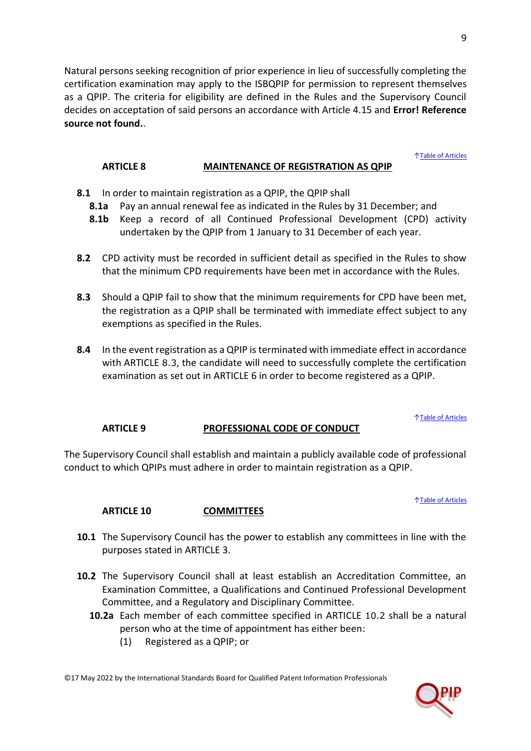Natural persons seeking recognition of prior experience in lieu of successfully completing the certification examination may apply to the ISBQPIP for permission to represent themselves as a QPIP. The criteria for eligibility are defined in the Rules and the Supervisory Council decides on acceptation of said persons an accordance with Article 4.15 and **Error! Reference source not found.**.

↑Table of Articles

## ARTICLE 8 MAINTENANCE OF REGISTRATION AS QPIP

**8.1** In order to maintain registration as a QPIP, the QPIP shall

- **8.1a** Pay an annual renewal fee as indicated in the Rules by 31 December; and
- **8.1b** Keep a record of all Continued Professional Development (CPD) activity undertaken by the QPIP from 1 January to 31 December of each year.

**8.2** CPD activity must be recorded in sufficient detail as specified in the Rules to show that the minimum CPD requirements have been met in accordance with the Rules.

**8.3** Should a QPIP fail to show that the minimum requirements for CPD have been met, the registration as a QPIP shall be terminated with immediate effect subject to any exemptions as specified in the Rules.

**8.4** In the event registration as a QPIP is terminated with immediate effect in accordance with ARTICLE 8.3, the candidate will need to successfully complete the certification examination as set out in ARTICLE 6 in order to become registered as a QPIP.

↑Table of Articles

## ARTICLE 9 PROFESSIONAL CODE OF CONDUCT

The Supervisory Council shall establish and maintain a publicly available code of professional conduct to which QPIPs must adhere in order to maintain registration as a QPIP.

↑Table of Articles

## ARTICLE 10 COMMITTEES

**10.1** The Supervisory Council has the power to establish any committees in line with the purposes stated in ARTICLE 3.

**10.2** The Supervisory Council shall at least establish an Accreditation Committee, an Examination Committee, a Qualifications and Continued Professional Development Committee, and a Regulatory and Disciplinary Committee.

- **10.2a** Each member of each committee specified in ARTICLE 10.2 shall be a natural person who at the time of appointment has either been:
  - (1) Registered as a QPIP; or

©17 May 2022 by the International Standards Board for Qualified Patent Information Professionals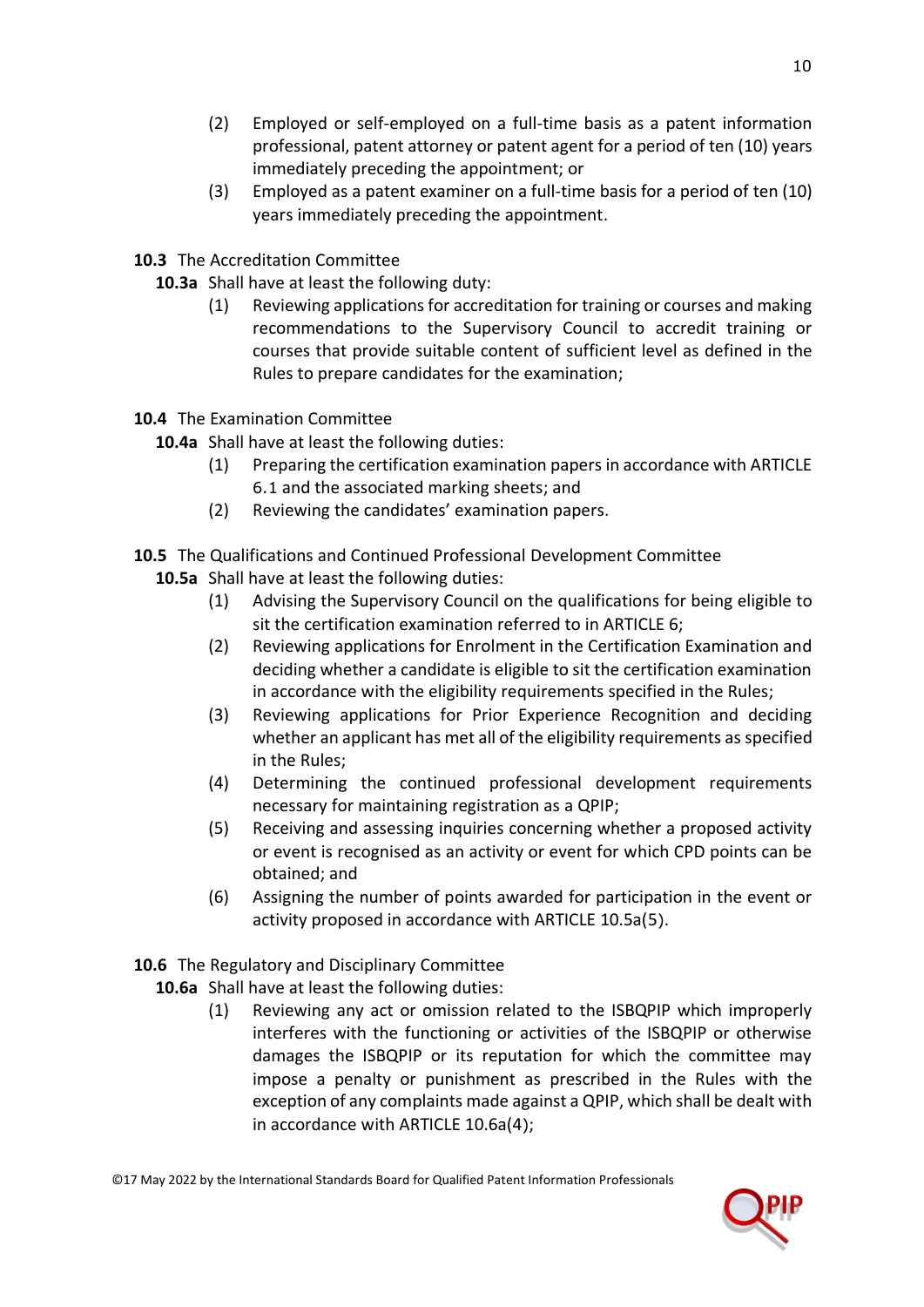(2) Employed or self-employed on a full-time basis as a patent information professional, patent attorney or patent agent for a period of ten (10) years immediately preceding the appointment; or

(3) Employed as a patent examiner on a full-time basis for a period of ten (10) years immediately preceding the appointment.

**10.3** The Accreditation Committee

**10.3a** Shall have at least the following duty:

(1) Reviewing applications for accreditation for training or courses and making recommendations to the Supervisory Council to accredit training or courses that provide suitable content of sufficient level as defined in the Rules to prepare candidates for the examination;

**10.4** The Examination Committee

**10.4a** Shall have at least the following duties:

(1) Preparing the certification examination papers in accordance with ARTICLE 6.1 and the associated marking sheets; and

(2) Reviewing the candidates' examination papers.

**10.5** The Qualifications and Continued Professional Development Committee

**10.5a** Shall have at least the following duties:

(1) Advising the Supervisory Council on the qualifications for being eligible to sit the certification examination referred to in ARTICLE 6;

(2) Reviewing applications for Enrolment in the Certification Examination and deciding whether a candidate is eligible to sit the certification examination in accordance with the eligibility requirements specified in the Rules;

(3) Reviewing applications for Prior Experience Recognition and deciding whether an applicant has met all of the eligibility requirements as specified in the Rules;

(4) Determining the continued professional development requirements necessary for maintaining registration as a QPIP;

(5) Receiving and assessing inquiries concerning whether a proposed activity or event is recognised as an activity or event for which CPD points can be obtained; and

(6) Assigning the number of points awarded for participation in the event or activity proposed in accordance with ARTICLE 10.5a(5).

**10.6** The Regulatory and Disciplinary Committee

**10.6a** Shall have at least the following duties:

(1) Reviewing any act or omission related to the ISBQPIP which improperly interferes with the functioning or activities of the ISBQPIP or otherwise damages the ISBQPIP or its reputation for which the committee may impose a penalty or punishment as prescribed in the Rules with the exception of any complaints made against a QPIP, which shall be dealt with in accordance with ARTICLE 10.6a(4);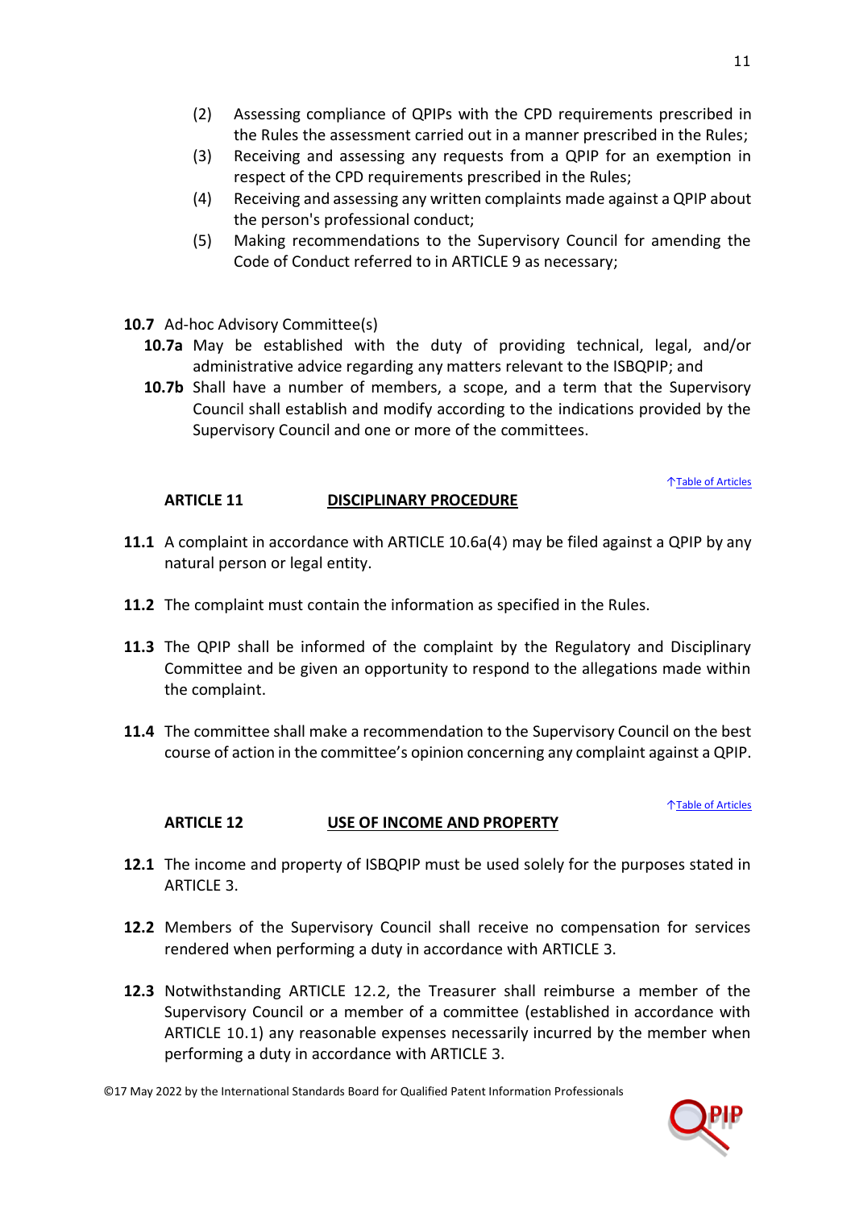(2) Assessing compliance of QPIPs with the CPD requirements prescribed in the Rules the assessment carried out in a manner prescribed in the Rules;

(3) Receiving and assessing any requests from a QPIP for an exemption in respect of the CPD requirements prescribed in the Rules;

(4) Receiving and assessing any written complaints made against a QPIP about the person's professional conduct;

(5) Making recommendations to the Supervisory Council for amending the Code of Conduct referred to in ARTICLE 9 as necessary;

**10.7** Ad-hoc Advisory Committee(s)

**10.7a** May be established with the duty of providing technical, legal, and/or administrative advice regarding any matters relevant to the ISBQPIP; and

**10.7b** Shall have a number of members, a scope, and a term that the Supervisory Council shall establish and modify according to the indications provided by the Supervisory Council and one or more of the committees.

↑Table of Articles

## ARTICLE 11 DISCIPLINARY PROCEDURE

**11.1** A complaint in accordance with ARTICLE 10.6a(4) may be filed against a QPIP by any natural person or legal entity.

**11.2** The complaint must contain the information as specified in the Rules.

**11.3** The QPIP shall be informed of the complaint by the Regulatory and Disciplinary Committee and be given an opportunity to respond to the allegations made within the complaint.

**11.4** The committee shall make a recommendation to the Supervisory Council on the best course of action in the committee's opinion concerning any complaint against a QPIP.

↑Table of Articles

## ARTICLE 12 USE OF INCOME AND PROPERTY

**12.1** The income and property of ISBQPIP must be used solely for the purposes stated in ARTICLE 3.

**12.2** Members of the Supervisory Council shall receive no compensation for services rendered when performing a duty in accordance with ARTICLE 3.

**12.3** Notwithstanding ARTICLE 12.2, the Treasurer shall reimburse a member of the Supervisory Council or a member of a committee (established in accordance with ARTICLE 10.1) any reasonable expenses necessarily incurred by the member when performing a duty in accordance with ARTICLE 3.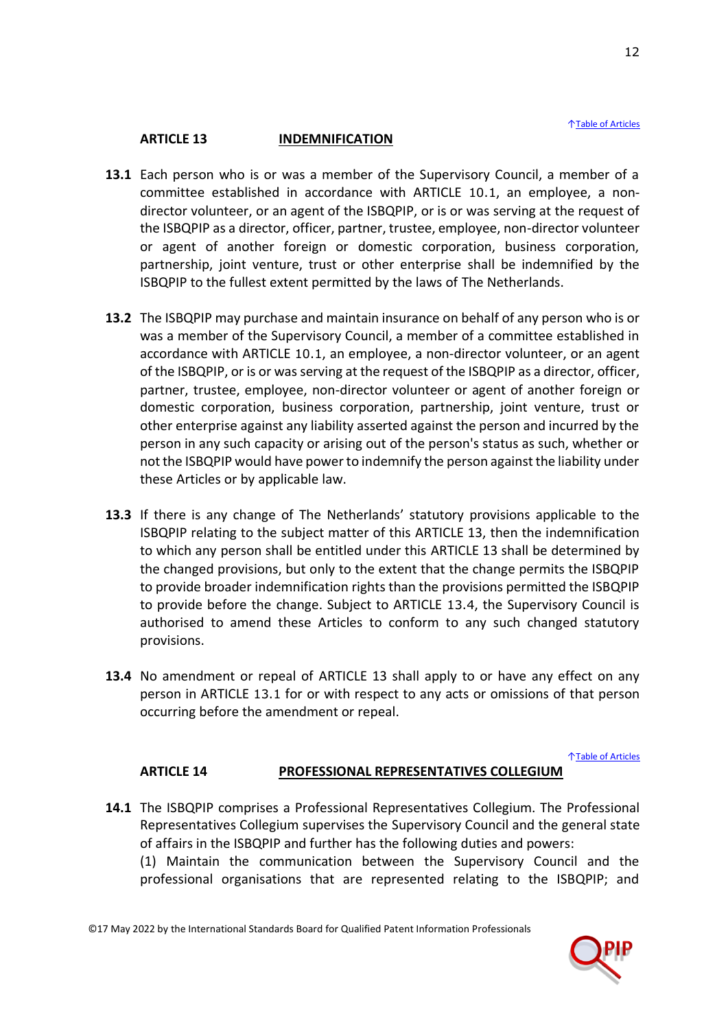↑Table of Articles

## ARTICLE 13 INDEMNIFICATION

**13.1** Each person who is or was a member of the Supervisory Council, a member of a committee established in accordance with ARTICLE 10.1, an employee, a non-director volunteer, or an agent of the ISBQPIP, or is or was serving at the request of the ISBQPIP as a director, officer, partner, trustee, employee, non-director volunteer or agent of another foreign or domestic corporation, business corporation, partnership, joint venture, trust or other enterprise shall be indemnified by the ISBQPIP to the fullest extent permitted by the laws of The Netherlands.

**13.2** The ISBQPIP may purchase and maintain insurance on behalf of any person who is or was a member of the Supervisory Council, a member of a committee established in accordance with ARTICLE 10.1, an employee, a non-director volunteer, or an agent of the ISBQPIP, or is or was serving at the request of the ISBQPIP as a director, officer, partner, trustee, employee, non-director volunteer or agent of another foreign or domestic corporation, business corporation, partnership, joint venture, trust or other enterprise against any liability asserted against the person and incurred by the person in any such capacity or arising out of the person's status as such, whether or not the ISBQPIP would have power to indemnify the person against the liability under these Articles or by applicable law.

**13.3** If there is any change of The Netherlands' statutory provisions applicable to the ISBQPIP relating to the subject matter of this ARTICLE 13, then the indemnification to which any person shall be entitled under this ARTICLE 13 shall be determined by the changed provisions, but only to the extent that the change permits the ISBQPIP to provide broader indemnification rights than the provisions permitted the ISBQPIP to provide before the change. Subject to ARTICLE 13.4, the Supervisory Council is authorised to amend these Articles to conform to any such changed statutory provisions.

**13.4** No amendment or repeal of ARTICLE 13 shall apply to or have any effect on any person in ARTICLE 13.1 for or with respect to any acts or omissions of that person occurring before the amendment or repeal.

↑Table of Articles

## ARTICLE 14 PROFESSIONAL REPRESENTATIVES COLLEGIUM

**14.1** The ISBQPIP comprises a Professional Representatives Collegium. The Professional Representatives Collegium supervises the Supervisory Council and the general state of affairs in the ISBQPIP and further has the following duties and powers:
(1) Maintain the communication between the Supervisory Council and the professional organisations that are represented relating to the ISBQPIP; and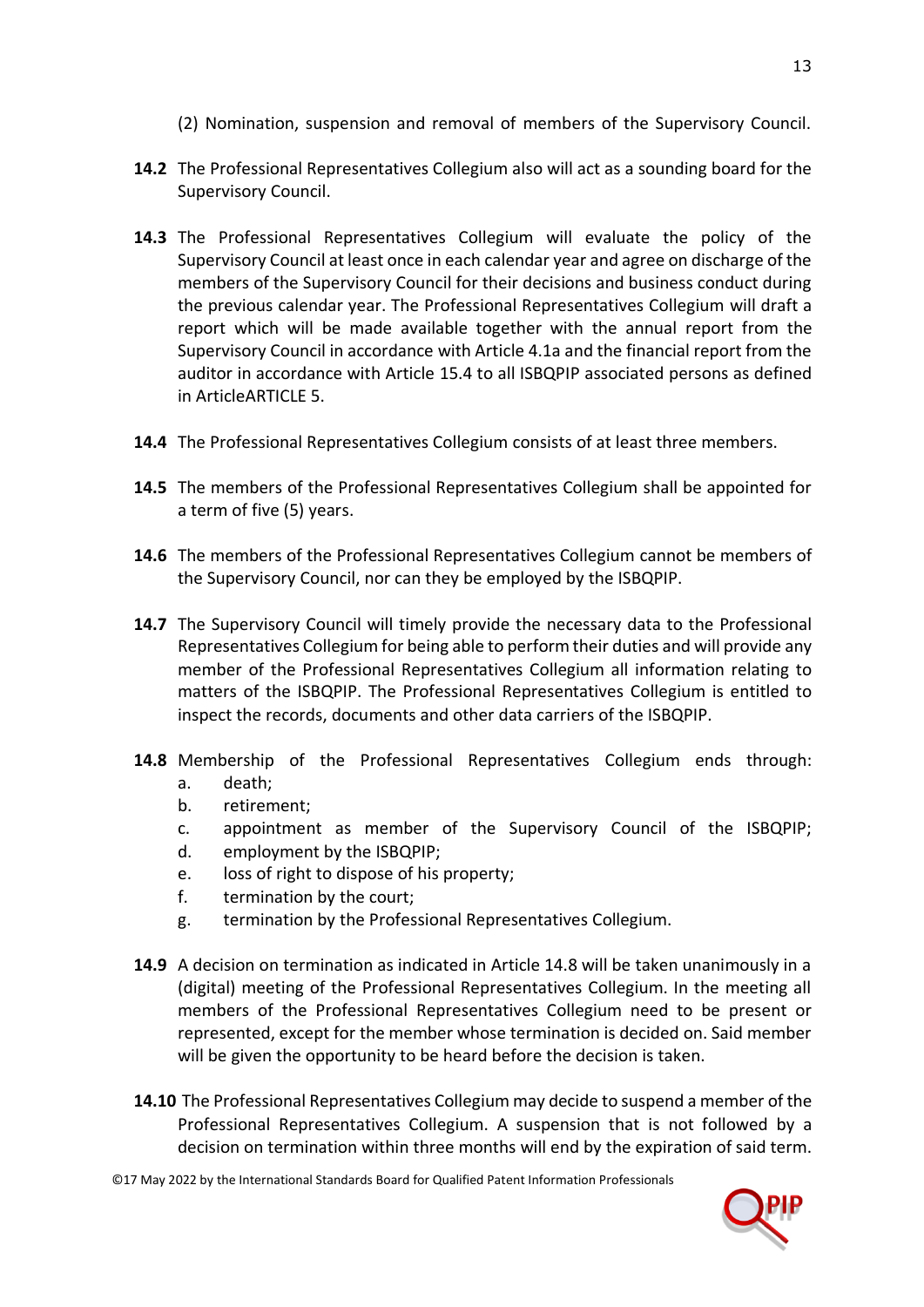(2) Nomination, suspension and removal of members of the Supervisory Council.

**14.2** The Professional Representatives Collegium also will act as a sounding board for the Supervisory Council.

**14.3** The Professional Representatives Collegium will evaluate the policy of the Supervisory Council at least once in each calendar year and agree on discharge of the members of the Supervisory Council for their decisions and business conduct during the previous calendar year. The Professional Representatives Collegium will draft a report which will be made available together with the annual report from the Supervisory Council in accordance with Article 4.1a and the financial report from the auditor in accordance with Article 15.4 to all ISBQPIP associated persons as defined in ArticleARTICLE 5.

**14.4** The Professional Representatives Collegium consists of at least three members.

**14.5** The members of the Professional Representatives Collegium shall be appointed for a term of five (5) years.

**14.6** The members of the Professional Representatives Collegium cannot be members of the Supervisory Council, nor can they be employed by the ISBQPIP.

**14.7** The Supervisory Council will timely provide the necessary data to the Professional Representatives Collegium for being able to perform their duties and will provide any member of the Professional Representatives Collegium all information relating to matters of the ISBQPIP. The Professional Representatives Collegium is entitled to inspect the records, documents and other data carriers of the ISBQPIP.

**14.8** Membership of the Professional Representatives Collegium ends through:

a. death;
b. retirement;
c. appointment as member of the Supervisory Council of the ISBQPIP;
d. employment by the ISBQPIP;
e. loss of right to dispose of his property;
f. termination by the court;
g. termination by the Professional Representatives Collegium.

**14.9** A decision on termination as indicated in Article 14.8 will be taken unanimously in a (digital) meeting of the Professional Representatives Collegium. In the meeting all members of the Professional Representatives Collegium need to be present or represented, except for the member whose termination is decided on. Said member will be given the opportunity to be heard before the decision is taken.

**14.10** The Professional Representatives Collegium may decide to suspend a member of the Professional Representatives Collegium. A suspension that is not followed by a decision on termination within three months will end by the expiration of said term.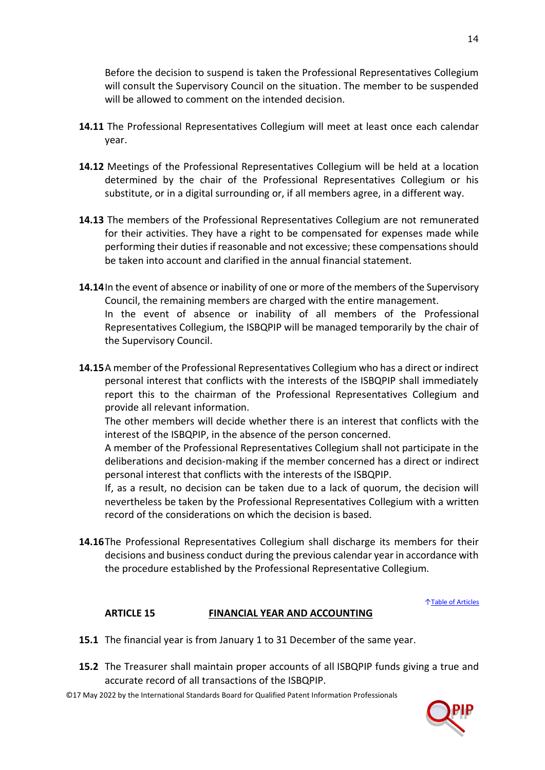Before the decision to suspend is taken the Professional Representatives Collegium will consult the Supervisory Council on the situation. The member to be suspended will be allowed to comment on the intended decision.

**14.11** The Professional Representatives Collegium will meet at least once each calendar year.

**14.12** Meetings of the Professional Representatives Collegium will be held at a location determined by the chair of the Professional Representatives Collegium or his substitute, or in a digital surrounding or, if all members agree, in a different way.

**14.13** The members of the Professional Representatives Collegium are not remunerated for their activities. They have a right to be compensated for expenses made while performing their duties if reasonable and not excessive; these compensations should be taken into account and clarified in the annual financial statement.

**14.14** In the event of absence or inability of one or more of the members of the Supervisory Council, the remaining members are charged with the entire management.
In the event of absence or inability of all members of the Professional Representatives Collegium, the ISBQPIP will be managed temporarily by the chair of the Supervisory Council.

**14.15** A member of the Professional Representatives Collegium who has a direct or indirect personal interest that conflicts with the interests of the ISBQPIP shall immediately report this to the chairman of the Professional Representatives Collegium and provide all relevant information.
The other members will decide whether there is an interest that conflicts with the interest of the ISBQPIP, in the absence of the person concerned.
A member of the Professional Representatives Collegium shall not participate in the deliberations and decision-making if the member concerned has a direct or indirect personal interest that conflicts with the interests of the ISBQPIP.
If, as a result, no decision can be taken due to a lack of quorum, the decision will nevertheless be taken by the Professional Representatives Collegium with a written record of the considerations on which the decision is based.

**14.16** The Professional Representatives Collegium shall discharge its members for their decisions and business conduct during the previous calendar year in accordance with the procedure established by the Professional Representative Collegium.

↑Table of Articles

## ARTICLE 15 FINANCIAL YEAR AND ACCOUNTING

**15.1** The financial year is from January 1 to 31 December of the same year.

**15.2** The Treasurer shall maintain proper accounts of all ISBQPIP funds giving a true and accurate record of all transactions of the ISBQPIP.

©17 May 2022 by the International Standards Board for Qualified Patent Information Professionals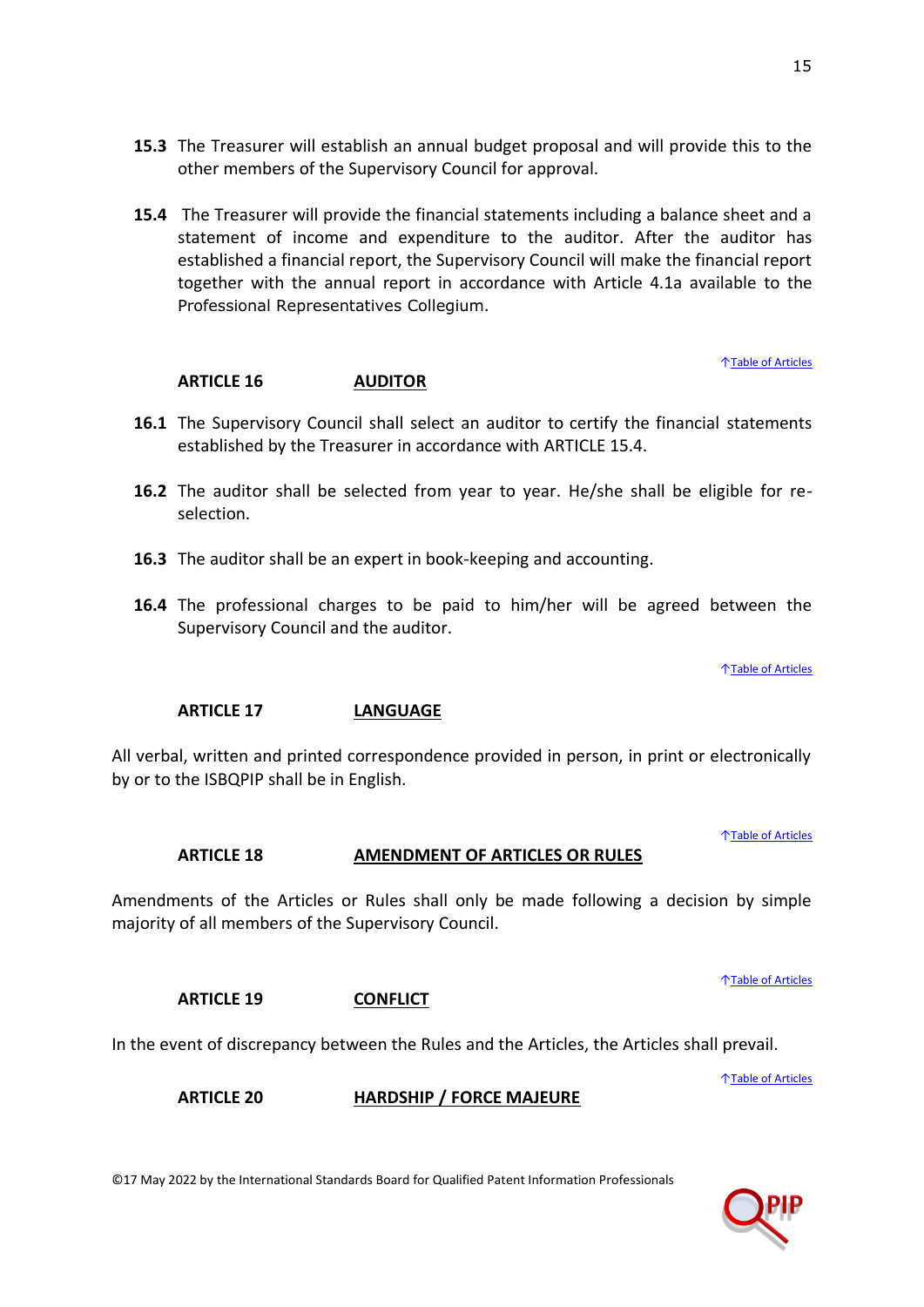**15.3** The Treasurer will establish an annual budget proposal and will provide this to the other members of the Supervisory Council for approval.

**15.4** The Treasurer will provide the financial statements including a balance sheet and a statement of income and expenditure to the auditor. After the auditor has established a financial report, the Supervisory Council will make the financial report together with the annual report in accordance with Article 4.1a available to the Professional Representatives Collegium.

↑Table of Articles

## ARTICLE 16 AUDITOR

**16.1** The Supervisory Council shall select an auditor to certify the financial statements established by the Treasurer in accordance with ARTICLE 15.4.

**16.2** The auditor shall be selected from year to year. He/she shall be eligible for re-selection.

**16.3** The auditor shall be an expert in book-keeping and accounting.

**16.4** The professional charges to be paid to him/her will be agreed between the Supervisory Council and the auditor.

↑Table of Articles

## ARTICLE 17 LANGUAGE

All verbal, written and printed correspondence provided in person, in print or electronically by or to the ISBQPIP shall be in English.

↑Table of Articles

## ARTICLE 18 AMENDMENT OF ARTICLES OR RULES

Amendments of the Articles or Rules shall only be made following a decision by simple majority of all members of the Supervisory Council.

↑Table of Articles

## ARTICLE 19 CONFLICT

In the event of discrepancy between the Rules and the Articles, the Articles shall prevail.

↑Table of Articles

## ARTICLE 20 HARDSHIP / FORCE MAJEURE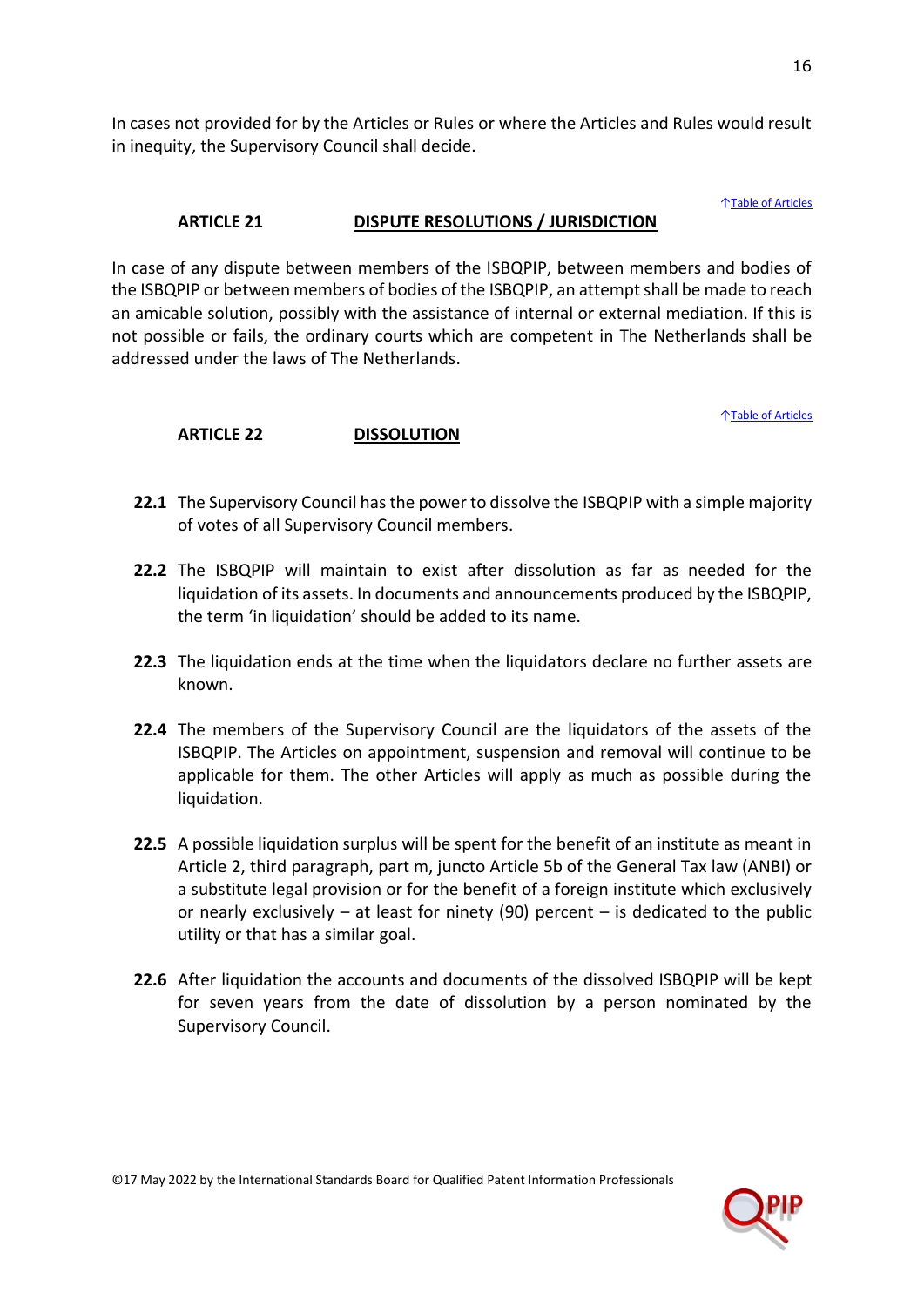In cases not provided for by the Articles or Rules or where the Articles and Rules would result in inequity, the Supervisory Council shall decide.

↑Table of Articles

## ARTICLE 21 DISPUTE RESOLUTIONS / JURISDICTION

In case of any dispute between members of the ISBQPIP, between members and bodies of the ISBQPIP or between members of bodies of the ISBQPIP, an attempt shall be made to reach an amicable solution, possibly with the assistance of internal or external mediation. If this is not possible or fails, the ordinary courts which are competent in The Netherlands shall be addressed under the laws of The Netherlands.

↑Table of Articles

## ARTICLE 22 DISSOLUTION

**22.1** The Supervisory Council has the power to dissolve the ISBQPIP with a simple majority of votes of all Supervisory Council members.

**22.2** The ISBQPIP will maintain to exist after dissolution as far as needed for the liquidation of its assets. In documents and announcements produced by the ISBQPIP, the term 'in liquidation' should be added to its name.

**22.3** The liquidation ends at the time when the liquidators declare no further assets are known.

**22.4** The members of the Supervisory Council are the liquidators of the assets of the ISBQPIP. The Articles on appointment, suspension and removal will continue to be applicable for them. The other Articles will apply as much as possible during the liquidation.

**22.5** A possible liquidation surplus will be spent for the benefit of an institute as meant in Article 2, third paragraph, part m, juncto Article 5b of the General Tax law (ANBI) or a substitute legal provision or for the benefit of a foreign institute which exclusively or nearly exclusively – at least for ninety (90) percent – is dedicated to the public utility or that has a similar goal.

**22.6** After liquidation the accounts and documents of the dissolved ISBQPIP will be kept for seven years from the date of dissolution by a person nominated by the Supervisory Council.

©17 May 2022 by the International Standards Board for Qualified Patent Information Professionals